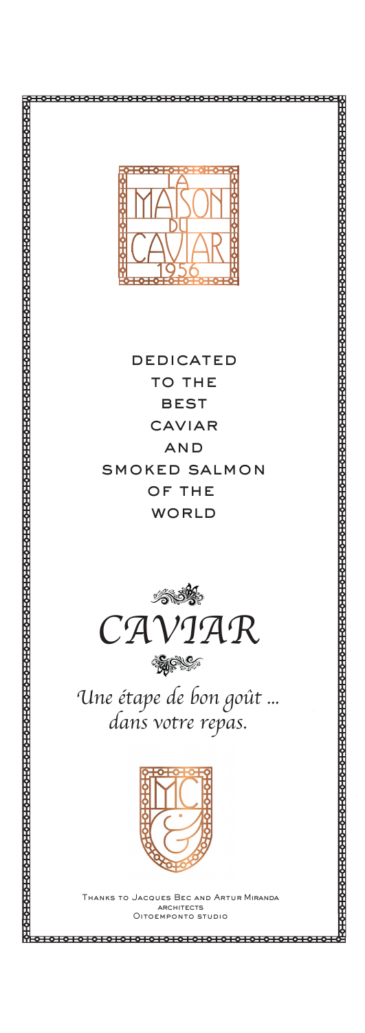LA MAISON DU CAVIAR 1956

DEDICATED TO THE BEST CAVIAR AND SMOKED SALMON OF THE WORLD

# CAVIAR

*Une étape de bon goût ... dans votre repas.*

Thanks to Jacques Bec and Artur Miranda
architects
Oitoemponto studio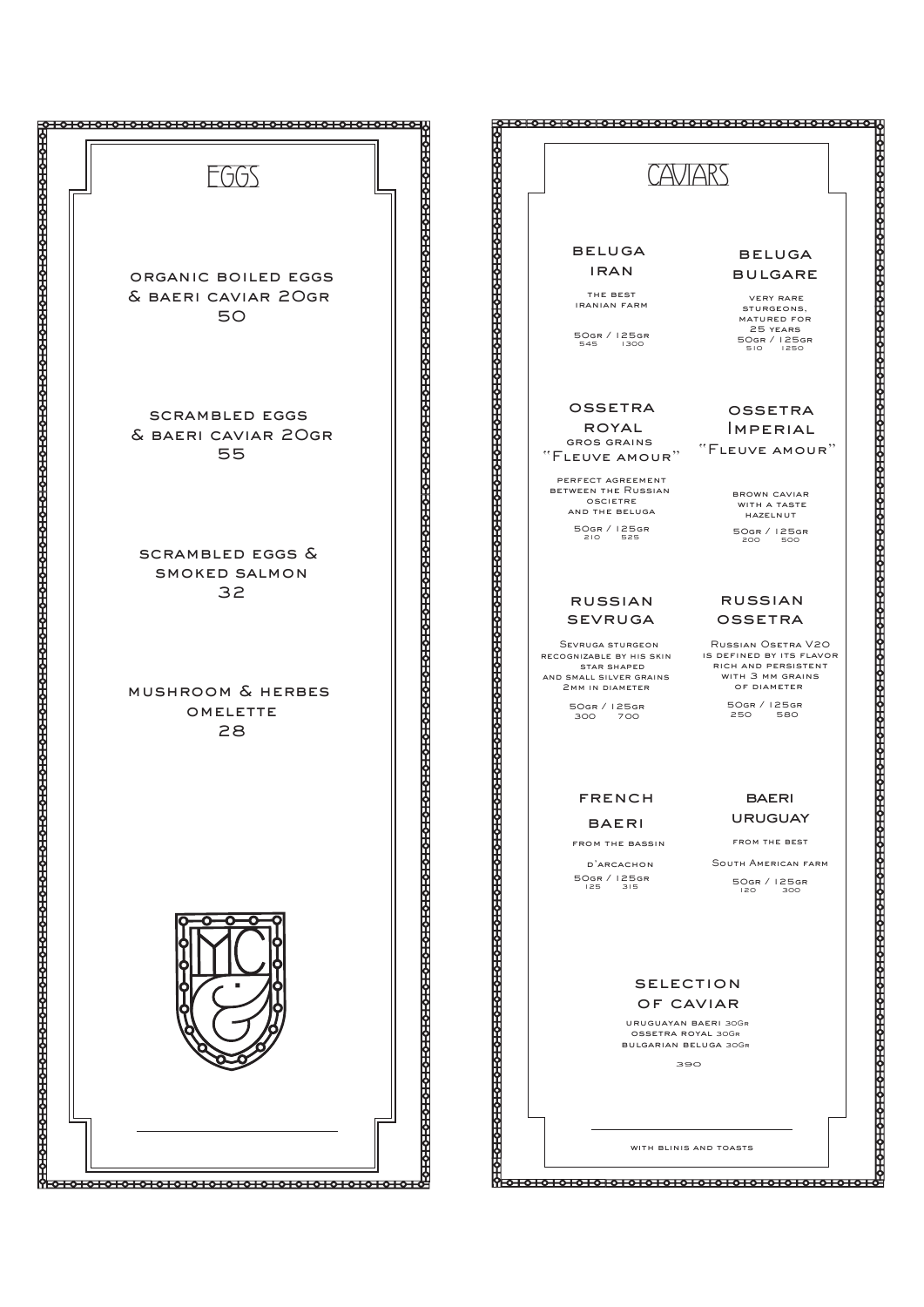# EGGS

ORGANIC BOILED EGGS & BAERI CAVIAR 20GR
50

SCRAMBLED EGGS & BAERI CAVIAR 20GR
55

SCRAMBLED EGGS & SMOKED SALMON
32

MUSHROOM & HERBES OMELETTE
28

# CAVIARS

## BELUGA IRAN

THE BEST IRANIAN FARM

50GR / 125GR
545 1300

## BELUGA BULGARE

VERY RARE STURGEONS, MATURED FOR 25 YEARS

50GR / 125GR
510 1250

## OSSETRA ROYAL GROS GRAINS "FLEUVE AMOUR"

PERFECT AGREEMENT BETWEEN THE RUSSIAN OSCIETRE AND THE BELUGA

50GR / 125GR
210 525

## OSSETRA IMPERIAL "FLEUVE AMOUR"

BROWN CAVIAR WITH A TASTE HAZELNUT

50GR / 125GR
200 500

## RUSSIAN SEVRUGA

SEVRUGA STURGEON RECOGNIZABLE BY HIS SKIN STAR SHAPED AND SMALL SILVER GRAINS 2MM IN DIAMETER

50GR / 125GR
300 700

## RUSSIAN OSSETRA

RUSSIAN OSETRA V20 IS DEFINED BY ITS FLAVOR RICH AND PERSISTENT WITH 3 MM GRAINS OF DIAMETER

50GR / 125GR
250 580

## FRENCH BAERI

FROM THE BASSIN D'ARCACHON

50GR / 125GR
125 315

## BAERI URUGUAY

FROM THE BEST SOUTH AMERICAN FARM

50GR / 125GR
120 300

## SELECTION OF CAVIAR

URUGUAYAN BAERI 30GR
OSSETRA ROYAL 30GR
BULGARIAN BELUGA 30GR

390

WITH BLINIS AND TOASTS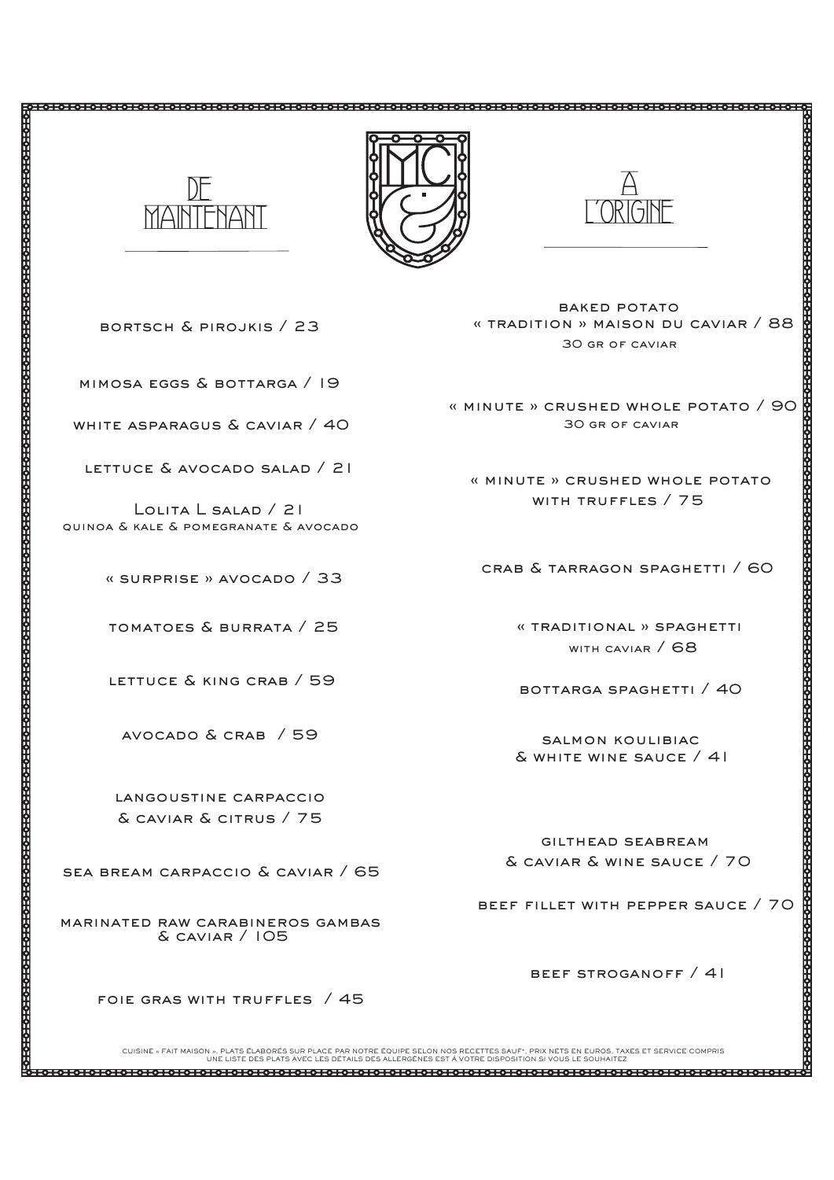## DE MAINTENANT

bortsch & pirojkis / 23

mimosa eggs & bottarga / 19

white asparagus & caviar / 40

lettuce & avocado salad / 21

Lolita L salad / 21
quinoa & kale & pomegranate & avocado

« surprise » avocado / 33

tomatoes & burrata / 25

lettuce & king crab / 59

avocado & crab / 59

langoustine carpaccio
& caviar & citrus / 75

sea bream carpaccio & caviar / 65

marinated raw carabineros gambas
& caviar / 105

foie gras with truffles / 45

## A L'ORIGINE

baked potato
« tradition » maison du caviar / 88
30 gr of caviar

« minute » crushed whole potato / 90
30 gr of caviar

« minute » crushed whole potato
with truffles / 75

crab & tarragon spaghetti / 60

« traditional » spaghetti
with caviar / 68

bottarga spaghetti / 40

salmon koulibiac
& white wine sauce / 41

gilthead seabream
& caviar & wine sauce / 70

beef fillet with pepper sauce / 70

beef stroganoff / 41

CUISINE « FAIT MAISON », PLATS ÉLABORÉS SUR PLACE PAR NOTRE ÉQUIPE SELON NOS RECETTES SAUF*, PRIX NETS EN EUROS, TAXES ET SERVICE COMPRIS
UNE LISTE DES PLATS AVEC LES DÉTAILS DES ALLERGÈNES EST À VOTRE DISPOSITION SI VOUS LE SOUHAITEZ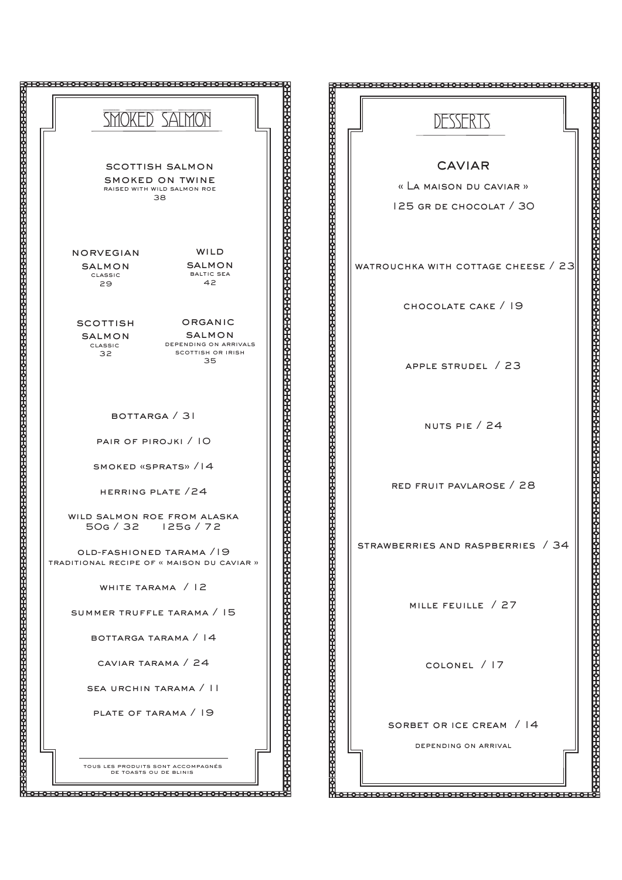# SMOKED SALMON

**SCOTTISH SALMON**
**SMOKED ON TWINE**
RAISED WITH WILD SALMON ROE
38

**NORVEGIAN SALMON**
CLASSIC
29

**WILD SALMON**
BALTIC SEA
42

**SCOTTISH SALMON**
CLASSIC
32

**ORGANIC SALMON**
DEPENDING ON ARRIVALS
SCOTTISH OR IRISH
35

BOTTARGA / 31

PAIR OF PIROJKI / 10

SMOKED «SPRATS» /14

HERRING PLATE /24

WILD SALMON ROE FROM ALASKA
50G / 32 125G / 72

OLD-FASHIONED TARAMA /19
TRADITIONAL RECIPE OF « MAISON DU CAVIAR »

WHITE TARAMA / 12

SUMMER TRUFFLE TARAMA / 15

BOTTARGA TARAMA / 14

CAVIAR TARAMA / 24

SEA URCHIN TARAMA / 11

PLATE OF TARAMA / 19

TOUS LES PRODUITS SONT ACCOMPAGNÉS DE TOASTS OU DE BLINIS

# DESSERTS

## CAVIAR

« La maison du caviar »

125 GR DE CHOCOLAT / 30

WATROUCHKA WITH COTTAGE CHEESE / 23

CHOCOLATE CAKE / 19

APPLE STRUDEL / 23

NUTS PIE / 24

RED FRUIT PAVLAROSE / 28

STRAWBERRIES AND RASPBERRIES / 34

MILLE FEUILLE / 27

COLONEL / 17

SORBET OR ICE CREAM / 14
DEPENDING ON ARRIVAL